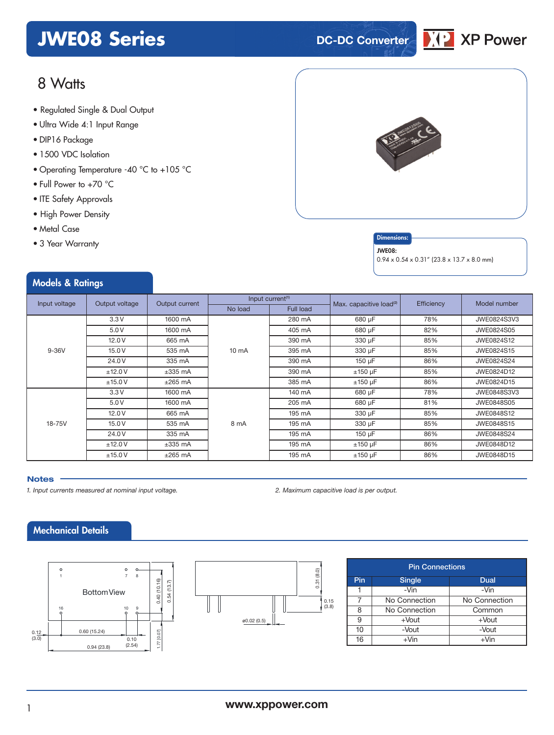# JWE08 Series

DC-DC Converter

XP Power

## 8 Watts

- Regulated Single & Dual Output
- Ultra Wide 4:1 Input Range
- DIP16 Package
- 1500 VDC Isolation
- Operating Temperature -40 °C to +105 °C
- Full Power to +70 °C
- ITE Safety Approvals
- High Power Density
- Metal Case
- 3 Year Warranty

**Dimensions:**

**JWE08:**
0.94 x 0.54 x 0.31" (23.8 x 13.7 x 8.0 mm)

## Models & Ratings

| Input voltage | Output voltage | Output current | Input current[1] | | Max. capacitive load[2] | Efficiency | Model number |
|---|---|---|---|---|---|---|---|
| | | | No load | Full load | | | |
| 9-36V | 3.3 V | 1600 mA | 10 mA | 280 mA | 680 µF | 78% | JWE0824S3V3 |
| | 5.0 V | 1600 mA | | 405 mA | 680 µF | 82% | JWE0824S05 |
| | 12.0 V | 665 mA | | 390 mA | 330 µF | 85% | JWE0824S12 |
| | 15.0 V | 535 mA | | 395 mA | 330 µF | 85% | JWE0824S15 |
| | 24.0 V | 335 mA | | 390 mA | 150 µF | 86% | JWE0824S24 |
| | ±12.0 V | ±335 mA | | 390 mA | ±150 µF | 85% | JWE0824D12 |
| | ±15.0 V | ±265 mA | | 385 mA | ±150 µF | 86% | JWE0824D15 |
| 18-75V | 3.3 V | 1600 mA | 8 mA | 140 mA | 680 µF | 78% | JWE0848S3V3 |
| | 5.0 V | 1600 mA | | 205 mA | 680 µF | 81% | JWE0848S05 |
| | 12.0 V | 665 mA | | 195 mA | 330 µF | 85% | JWE0848S12 |
| | 15.0 V | 535 mA | | 195 mA | 330 µF | 85% | JWE0848S15 |
| | 24.0 V | 335 mA | | 195 mA | 150 µF | 86% | JWE0848S24 |
| | ±12.0 V | ±335 mA | | 195 mA | ±150 µF | 86% | JWE0848D12 |
| | ±15.0 V | ±265 mA | | 195 mA | ±150 µF | 86% | JWE0848D15 |

### Notes

*1. Input currents measured at nominal input voltage.*

*2. Maximum capacitive load is per output.*

## Mechanical Details

Bottom View

1, 7, 8, 16, 10, 9

0.12 (3.0) | 0.60 (15.24) | 0.10 (2.54) | 0.94 (23.8) | 0.40 (10.16) | 0.54 (13.7) | 1.77 (0.07) | 0.31 (8.0) | 0.15 (3.8) | ø0.02 (0.5)

| Pin Connections | | |
|---|---|---|
| Pin | Single | Dual |
| 1 | -Vin | -Vin |
| 7 | No Connection | No Connection |
| 8 | No Connection | Common |
| 9 | +Vout | +Vout |
| 10 | -Vout | -Vout |
| 16 | +Vin | +Vin |

www.xppower.com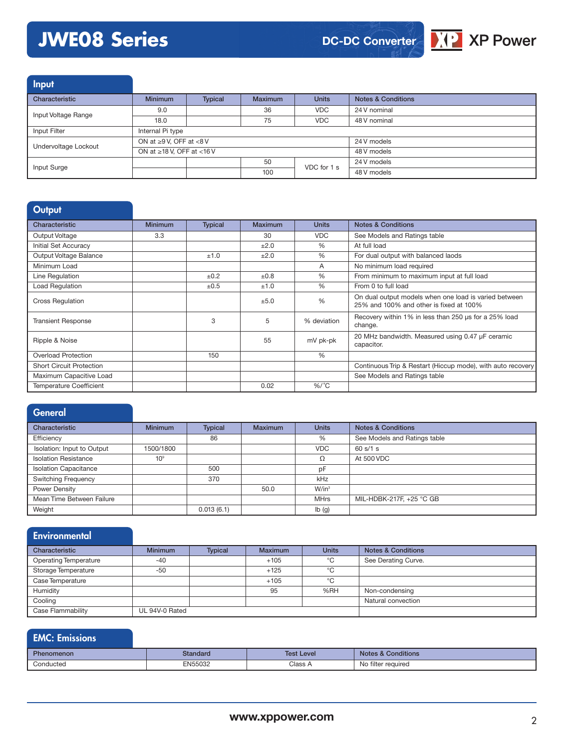# JWE08 Series

DC-DC Converter

## Input

| Characteristic | Minimum | Typical | Maximum | Units | Notes & Conditions |
|---|---|---|---|---|---|
| Input Voltage Range | 9.0 | | 36 | VDC | 24 V nominal |
| | 18.0 | | 75 | VDC | 48 V nominal |
| Input Filter | Internal Pi type | | | | |
| Undervoltage Lockout | ON at ≥9 V, OFF at <8 V | | | | 24 V models |
| | ON at ≥18 V, OFF at <16 V | | | | 48 V models |
| Input Surge | | | 50 | VDC for 1 s | 24 V models |
| | | | 100 | | 48 V models |

## Output

| Characteristic | Minimum | Typical | Maximum | Units | Notes & Conditions |
|---|---|---|---|---|---|
| Output Voltage | 3.3 | | 30 | VDC | See Models and Ratings table |
| Initial Set Accuracy | | | ±2.0 | % | At full load |
| Output Voltage Balance | | ±1.0 | ±2.0 | % | For dual output with balanced laods |
| Minimum Load | | | | A | No minimum load required |
| Line Regulation | | ±0.2 | ±0.8 | % | From minimum to maximum input at full load |
| Load Regulation | | ±0.5 | ±1.0 | % | From 0 to full load |
| Cross Regulation | | | ±5.0 | % | On dual output models when one load is varied between 25% and 100% and other is fixed at 100% |
| Transient Response | | 3 | 5 | % deviation | Recovery within 1% in less than 250 µs for a 25% load change. |
| Ripple & Noise | | | 55 | mV pk-pk | 20 MHz bandwidth. Measured using 0.47 µF ceramic capacitor. |
| Overload Protection | | 150 | | % | |
| Short Circuit Protection | | | | | Continuous Trip & Restart (Hiccup mode), with auto recovery |
| Maximum Capacitive Load | | | | | See Models and Ratings table |
| Temperature Coefficient | | | 0.02 | %/°C | |

## General

| Characteristic | Minimum | Typical | Maximum | Units | Notes & Conditions |
|---|---|---|---|---|---|
| Efficiency | | 86 | | % | See Models and Ratings table |
| Isolation: Input to Output | 1500/1800 | | | VDC | 60 s/1 s |
| Isolation Resistance | $10^9$ | | | Ω | At 500 VDC |
| Isolation Capacitance | | 500 | | pF | |
| Switching Frequency | | 370 | | kHz | |
| Power Density | | | 50.0 | W/in³ | |
| Mean Time Between Failure | | | | MHrs | MIL-HDBK-217F, +25 °C GB |
| Weight | | 0.013 (6.1) | | lb (g) | |

## Environmental

| Characteristic | Minimum | Typical | Maximum | Units | Notes & Conditions |
|---|---|---|---|---|---|
| Operating Temperature | -40 | | +105 | °C | See Derating Curve. |
| Storage Temperature | -50 | | +125 | °C | |
| Case Temperature | | | +105 | °C | |
| Humidity | | | 95 | %RH | Non-condensing |
| Cooling | | | | | Natural convection |
| Case Flammability | UL 94V-0 Rated | | | | |

## EMC: Emissions

| Phenomenon | Standard | Test Level | Notes & Conditions |
|---|---|---|---|
| Conducted | EN55032 | Class A | No filter required |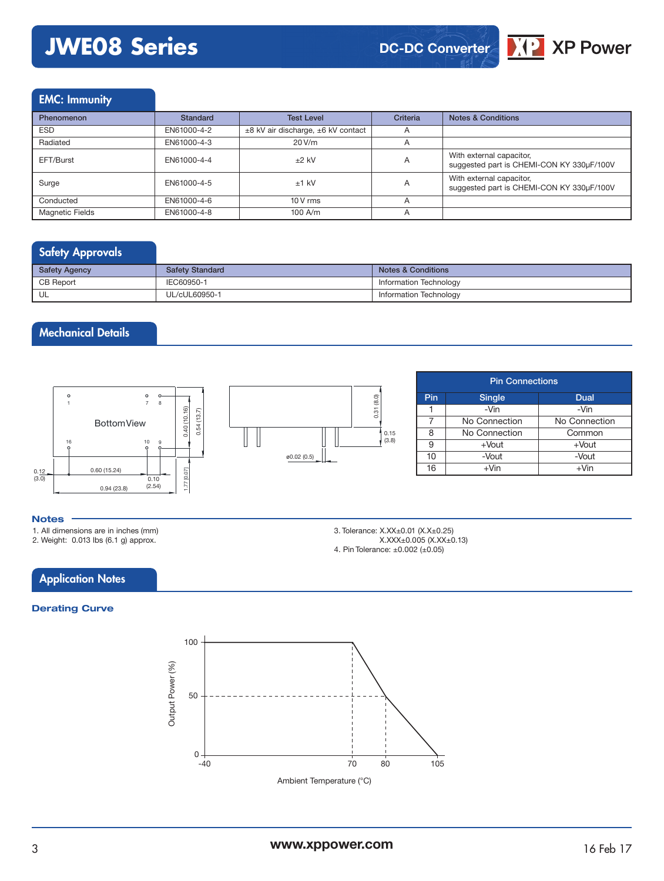## EMC: Immunity

| Phenomenon | Standard | Test Level | Criteria | Notes & Conditions |
|---|---|---|---|---|
| ESD | EN61000-4-2 | ±8 kV air discharge, ±6 kV contact | A | |
| Radiated | EN61000-4-3 | 20 V/m | A | |
| EFT/Burst | EN61000-4-4 | ±2 kV | A | With external capacitor, suggested part is CHEMI-CON KY 330μF/100V |
| Surge | EN61000-4-5 | ±1 kV | A | With external capacitor, suggested part is CHEMI-CON KY 330μF/100V |
| Conducted | EN61000-4-6 | 10 V rms | A | |
| Magnetic Fields | EN61000-4-8 | 100 A/m | A | |

## Safety Approvals

| Safety Agency | Safety Standard | Notes & Conditions |
|---|---|---|
| CB Report | IEC60950-1 | Information Technology |
| UL | UL/cUL60950-1 | Information Technology |

## Mechanical Details

Bottom View

1 7 8

16 10 9

0.40 (10.16)
0.54 (13.7)
0.12 (3.0)
0.60 (15.24)
0.10 (2.54)
0.94 (23.8)
1.77 [0.07]
0.31 (8.0)
0.15 (3.8)
ø0.02 (0.5)

| Pin Connections | | |
|---|---|---|
| Pin | Single | Dual |
| 1 | -Vin | -Vin |
| 7 | No Connection | No Connection |
| 8 | No Connection | Common |
| 9 | +Vout | +Vout |
| 10 | -Vout | -Vout |
| 16 | +Vin | +Vin |

### Notes

1. All dimensions are in inches (mm)
2. Weight: 0.013 lbs (6.1 g) approx.
3. Tolerance: X.XX±0.01 (X.X±0.25)
   X.XXX±0.005 (X.XX±0.13)
4. Pin Tolerance: ±0.002 (±0.05)

## Application Notes

### Derating Curve

Output Power (%)

100

50

0

-40

70

80

105

Ambient Temperature (°C)